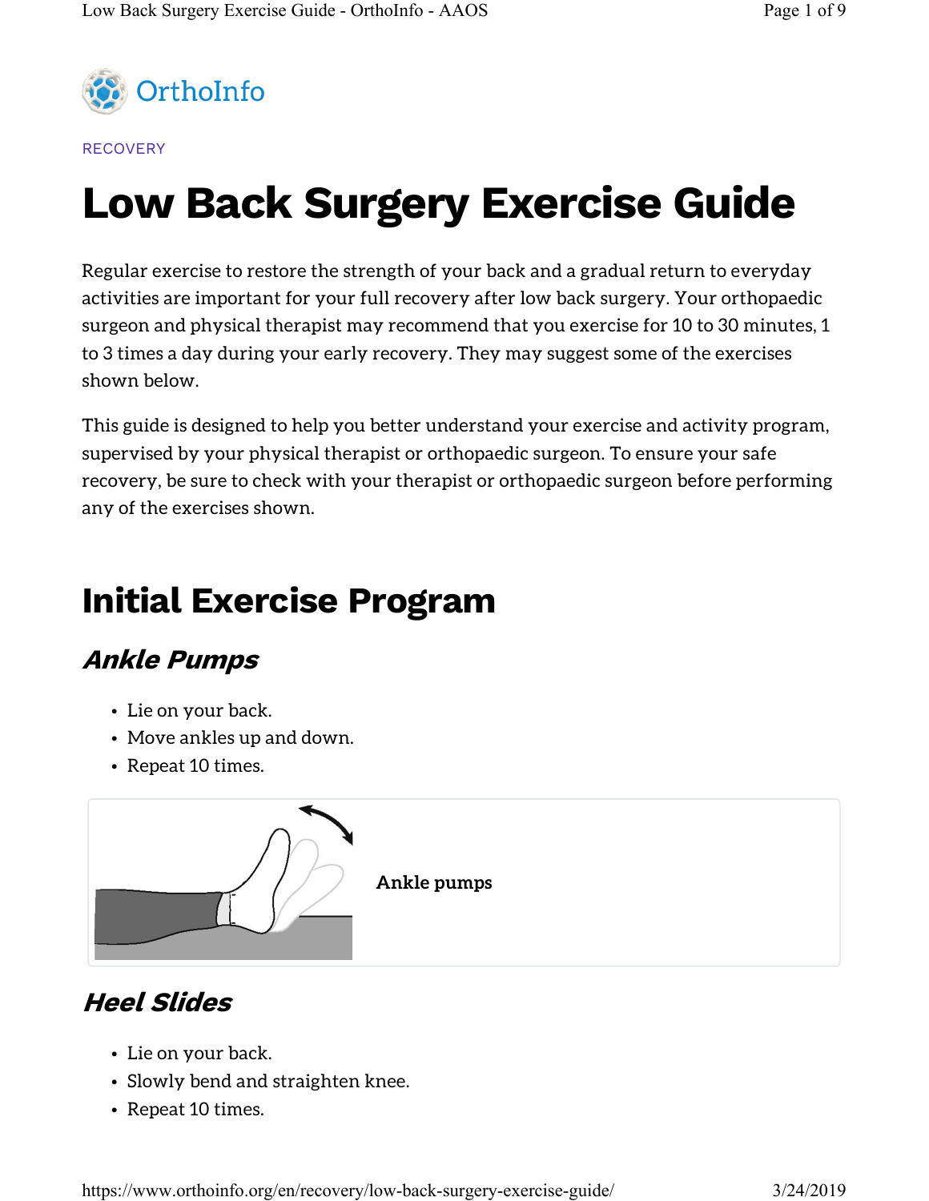RECOVERY

# Low Back Surgery Exercise Guide

Regular exercise to restore the strength of your back and a gradual return to everyday activities are important for your full recovery after low back surgery. Your orthopaedic surgeon and physical therapist may recommend that you exercise for 10 to 30 minutes, 1 to 3 times a day during your early recovery. They may suggest some of the exercises shown below.

This guide is designed to help you better understand your exercise and activity program, supervised by your physical therapist or orthopaedic surgeon. To ensure your safe recovery, be sure to check with your therapist or orthopaedic surgeon before performing any of the exercises shown.

## Initial Exercise Program

### *Ankle Pumps*

- Lie on your back.
- Move ankles up and down.
- Repeat 10 times.

**Ankle pumps**

### *Heel Slides*

- Lie on your back.
- Slowly bend and straighten knee.
- Repeat 10 times.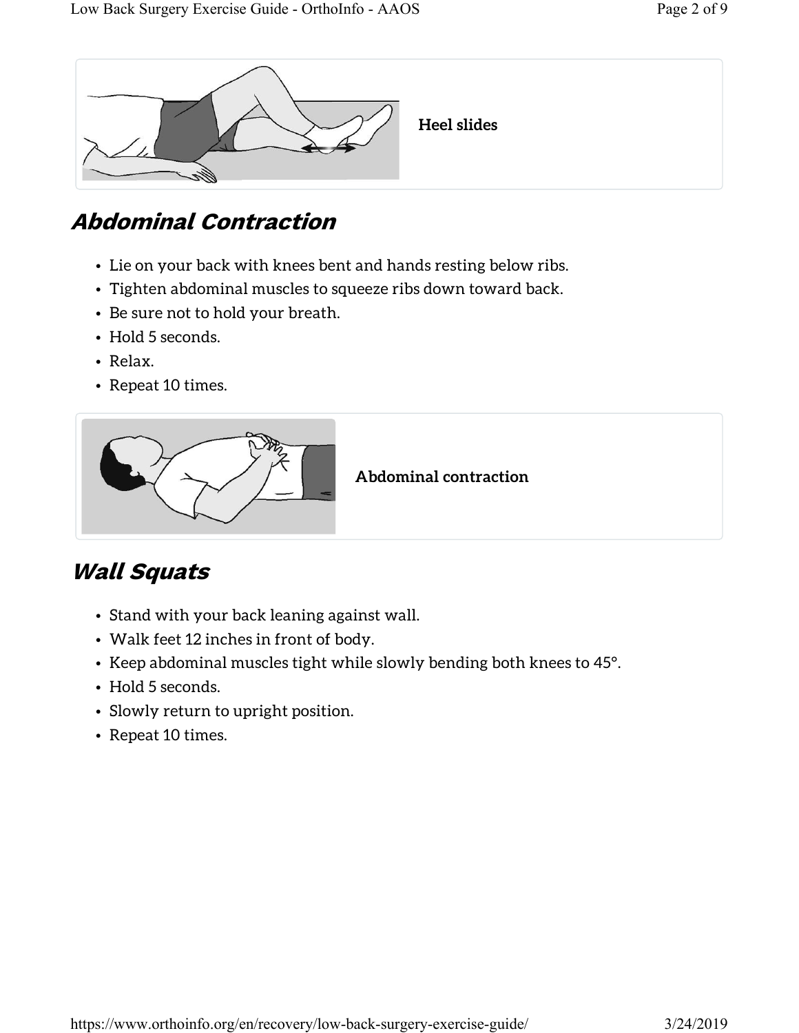**Heel slides**

## Abdominal Contraction

- Lie on your back with knees bent and hands resting below ribs.
- Tighten abdominal muscles to squeeze ribs down toward back.
- Be sure not to hold your breath.
- Hold 5 seconds.
- Relax.
- Repeat 10 times.

**Abdominal contraction**

## Wall Squats

- Stand with your back leaning against wall.
- Walk feet 12 inches in front of body.
- Keep abdominal muscles tight while slowly bending both knees to 45°.
- Hold 5 seconds.
- Slowly return to upright position.
- Repeat 10 times.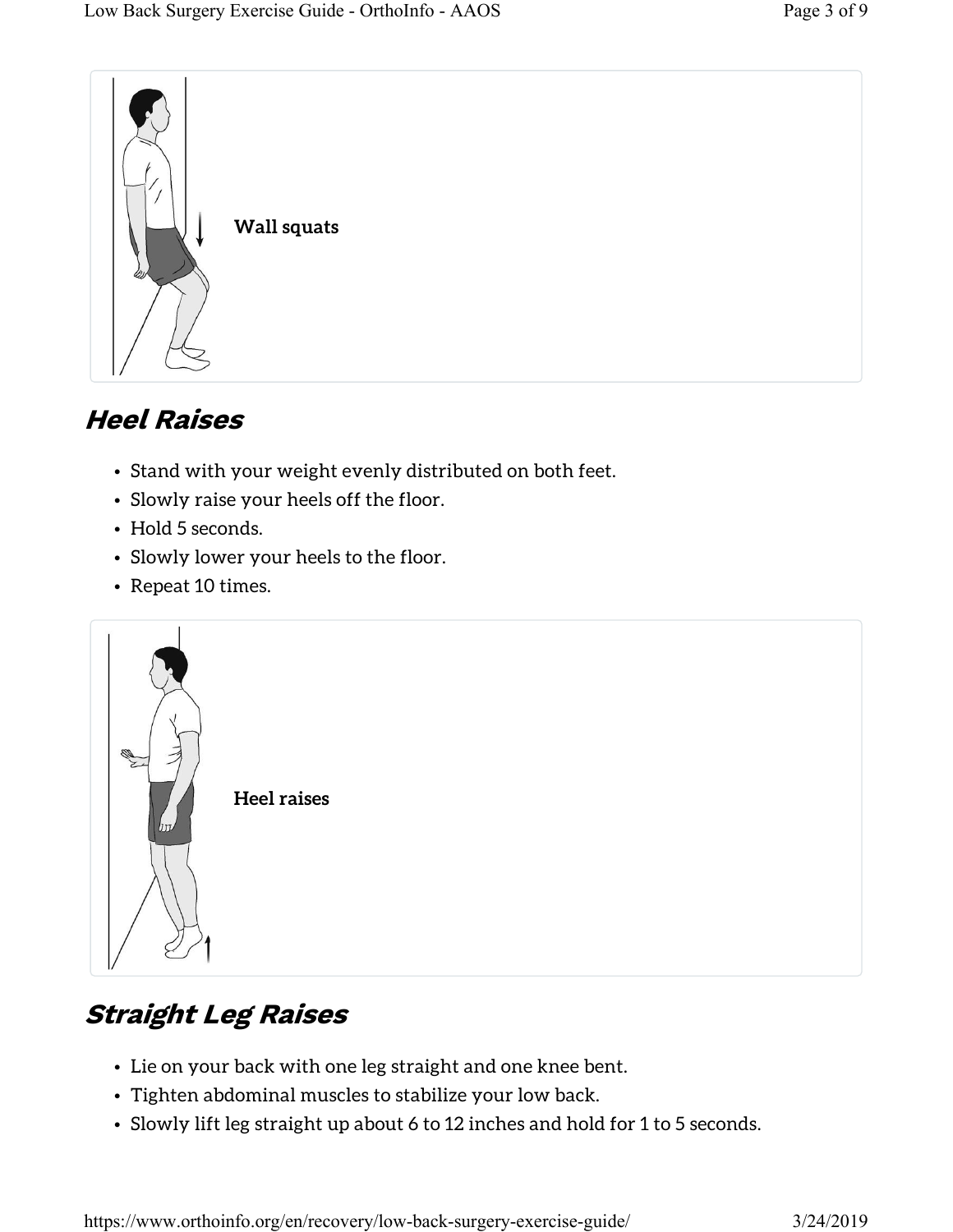Wall squats

## Heel Raises

- Stand with your weight evenly distributed on both feet.
- Slowly raise your heels off the floor.
- Hold 5 seconds.
- Slowly lower your heels to the floor.
- Repeat 10 times.

Heel raises

## Straight Leg Raises

- Lie on your back with one leg straight and one knee bent.
- Tighten abdominal muscles to stabilize your low back.
- Slowly lift leg straight up about 6 to 12 inches and hold for 1 to 5 seconds.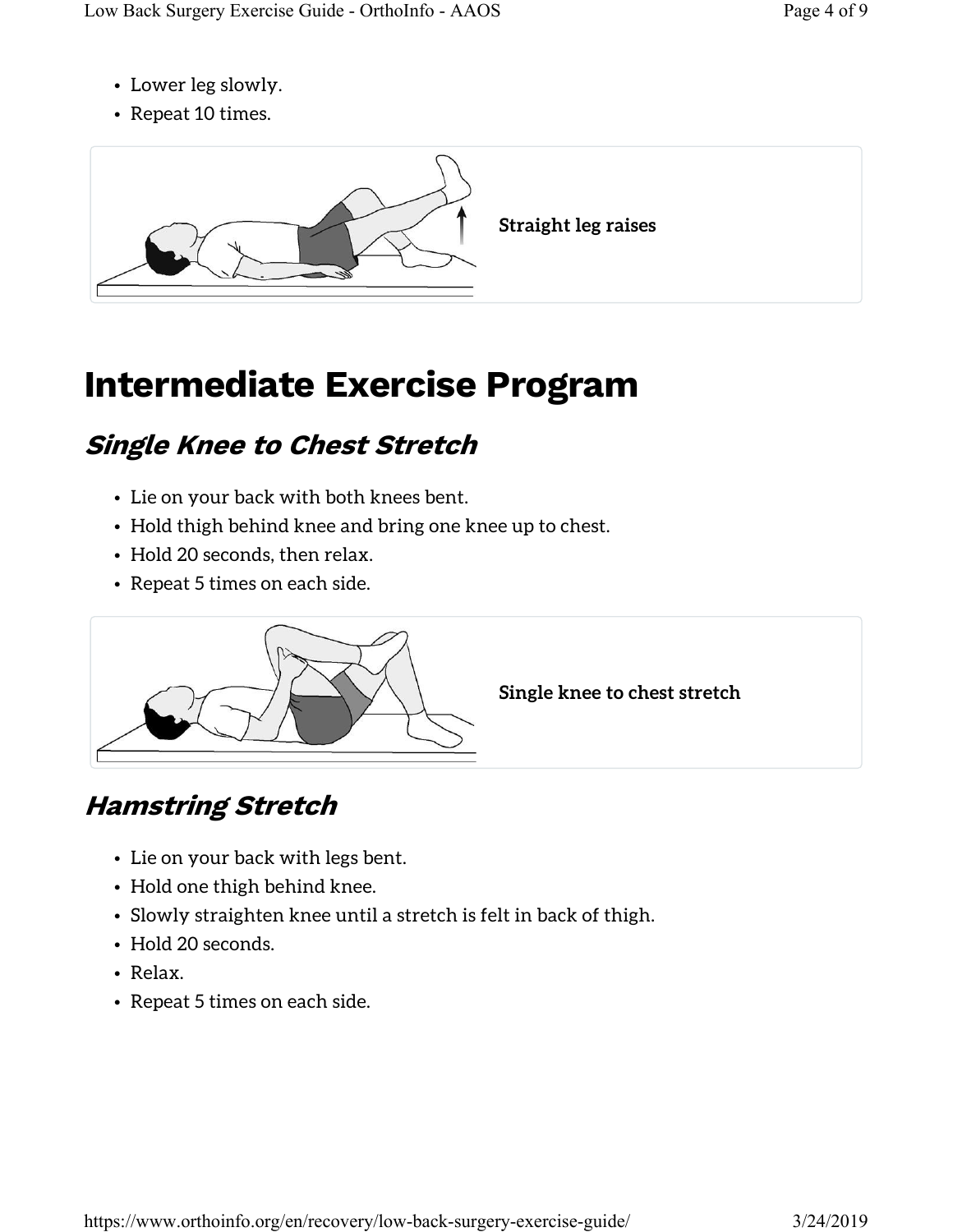- Lower leg slowly.
- Repeat 10 times.

Straight leg raises

# Intermediate Exercise Program

## *Single Knee to Chest Stretch*

- Lie on your back with both knees bent.
- Hold thigh behind knee and bring one knee up to chest.
- Hold 20 seconds, then relax.
- Repeat 5 times on each side.

Single knee to chest stretch

## *Hamstring Stretch*

- Lie on your back with legs bent.
- Hold one thigh behind knee.
- Slowly straighten knee until a stretch is felt in back of thigh.
- Hold 20 seconds.
- Relax.
- Repeat 5 times on each side.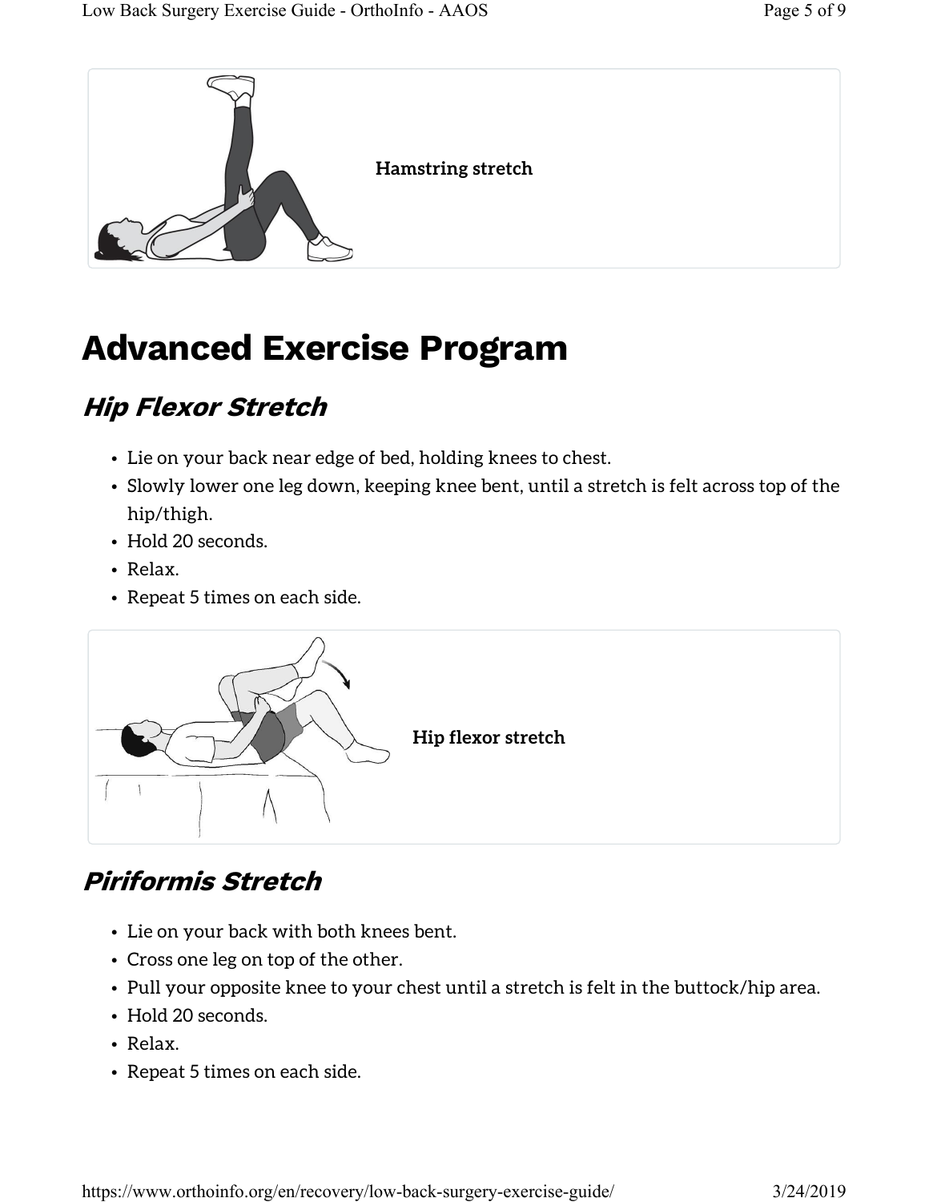Hamstring stretch

# Advanced Exercise Program

## *Hip Flexor Stretch*

- Lie on your back near edge of bed, holding knees to chest.
- Slowly lower one leg down, keeping knee bent, until a stretch is felt across top of the hip/thigh.
- Hold 20 seconds.
- Relax.
- Repeat 5 times on each side.

Hip flexor stretch

## *Piriformis Stretch*

- Lie on your back with both knees bent.
- Cross one leg on top of the other.
- Pull your opposite knee to your chest until a stretch is felt in the buttock/hip area.
- Hold 20 seconds.
- Relax.
- Repeat 5 times on each side.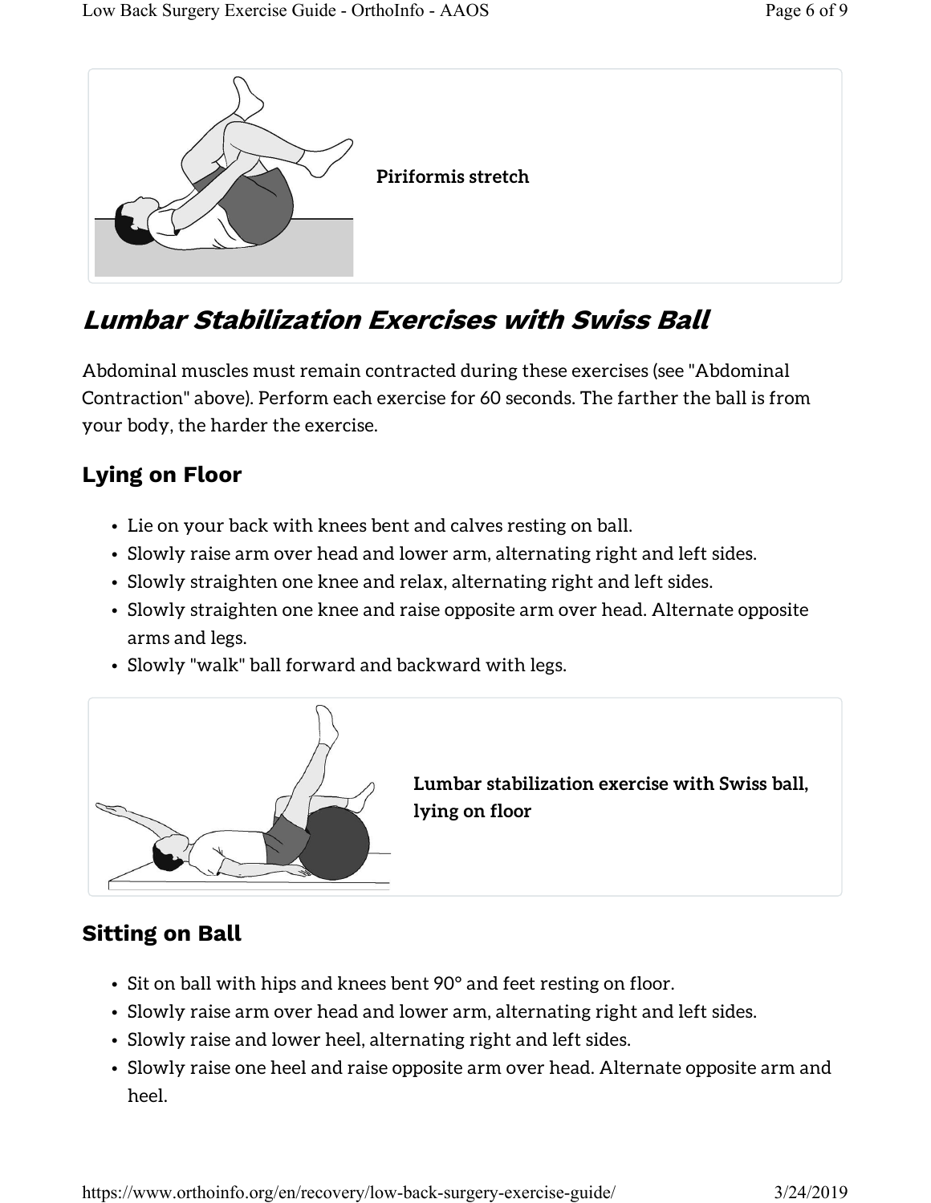Piriformis stretch

## Lumbar Stabilization Exercises with Swiss Ball

Abdominal muscles must remain contracted during these exercises (see "Abdominal Contraction" above). Perform each exercise for 60 seconds. The farther the ball is from your body, the harder the exercise.

### Lying on Floor

- Lie on your back with knees bent and calves resting on ball.
- Slowly raise arm over head and lower arm, alternating right and left sides.
- Slowly straighten one knee and relax, alternating right and left sides.
- Slowly straighten one knee and raise opposite arm over head. Alternate opposite arms and legs.
- Slowly "walk" ball forward and backward with legs.

Lumbar stabilization exercise with Swiss ball, lying on floor

### Sitting on Ball

- Sit on ball with hips and knees bent 90° and feet resting on floor.
- Slowly raise arm over head and lower arm, alternating right and left sides.
- Slowly raise and lower heel, alternating right and left sides.
- Slowly raise one heel and raise opposite arm over head. Alternate opposite arm and heel.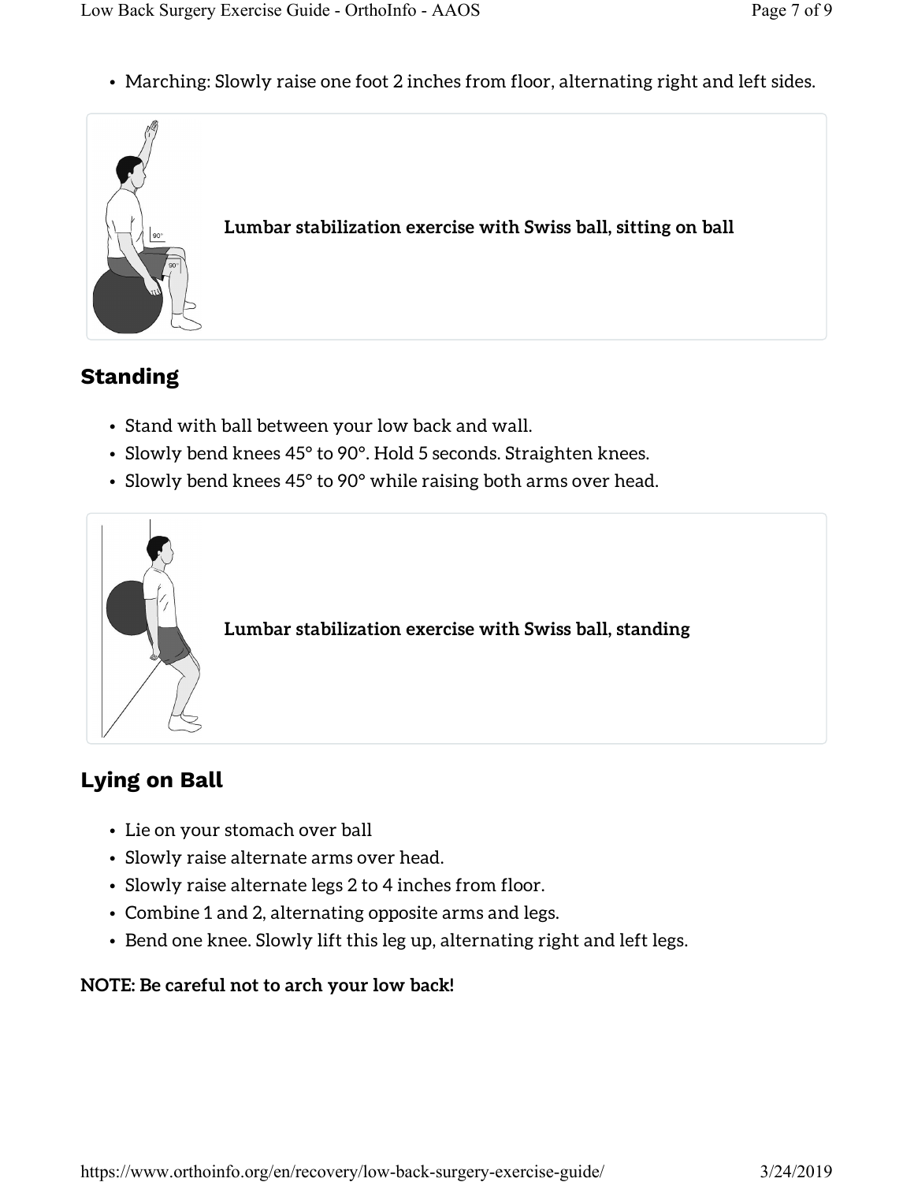- Marching: Slowly raise one foot 2 inches from floor, alternating right and left sides.

**Lumbar stabilization exercise with Swiss ball, sitting on ball**

## Standing

- Stand with ball between your low back and wall.
- Slowly bend knees 45° to 90°. Hold 5 seconds. Straighten knees.
- Slowly bend knees 45° to 90° while raising both arms over head.

**Lumbar stabilization exercise with Swiss ball, standing**

## Lying on Ball

- Lie on your stomach over ball
- Slowly raise alternate arms over head.
- Slowly raise alternate legs 2 to 4 inches from floor.
- Combine 1 and 2, alternating opposite arms and legs.
- Bend one knee. Slowly lift this leg up, alternating right and left legs.

**NOTE: Be careful not to arch your low back!**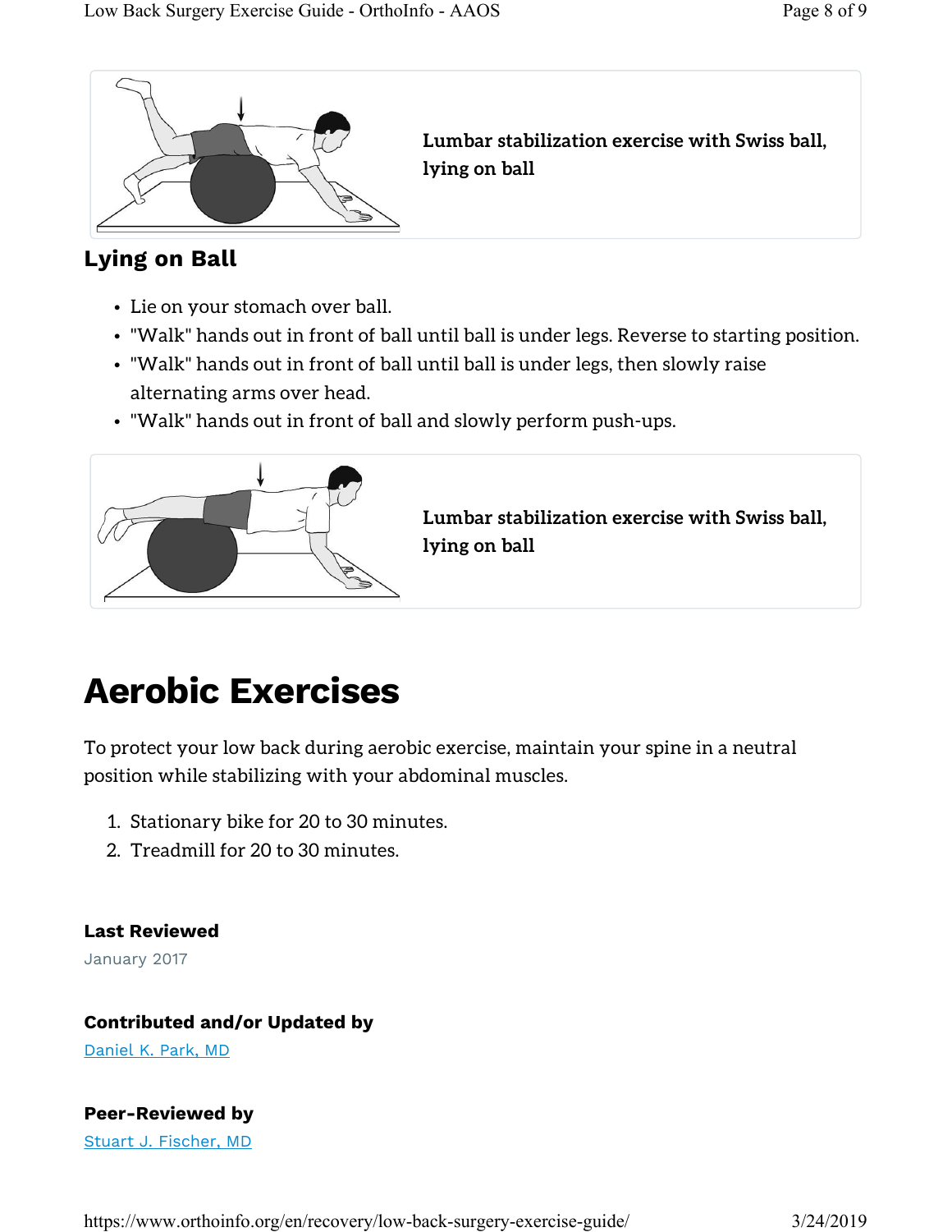Lumbar stabilization exercise with Swiss ball, lying on ball

## Lying on Ball

- Lie on your stomach over ball.
- "Walk" hands out in front of ball until ball is under legs. Reverse to starting position.
- "Walk" hands out in front of ball until ball is under legs, then slowly raise alternating arms over head.
- "Walk" hands out in front of ball and slowly perform push-ups.

Lumbar stabilization exercise with Swiss ball, lying on ball

# Aerobic Exercises

To protect your low back during aerobic exercise, maintain your spine in a neutral position while stabilizing with your abdominal muscles.

1. Stationary bike for 20 to 30 minutes.
2. Treadmill for 20 to 30 minutes.

**Last Reviewed**

January 2017

**Contributed and/or Updated by**

Daniel K. Park, MD

**Peer-Reviewed by**

Stuart J. Fischer, MD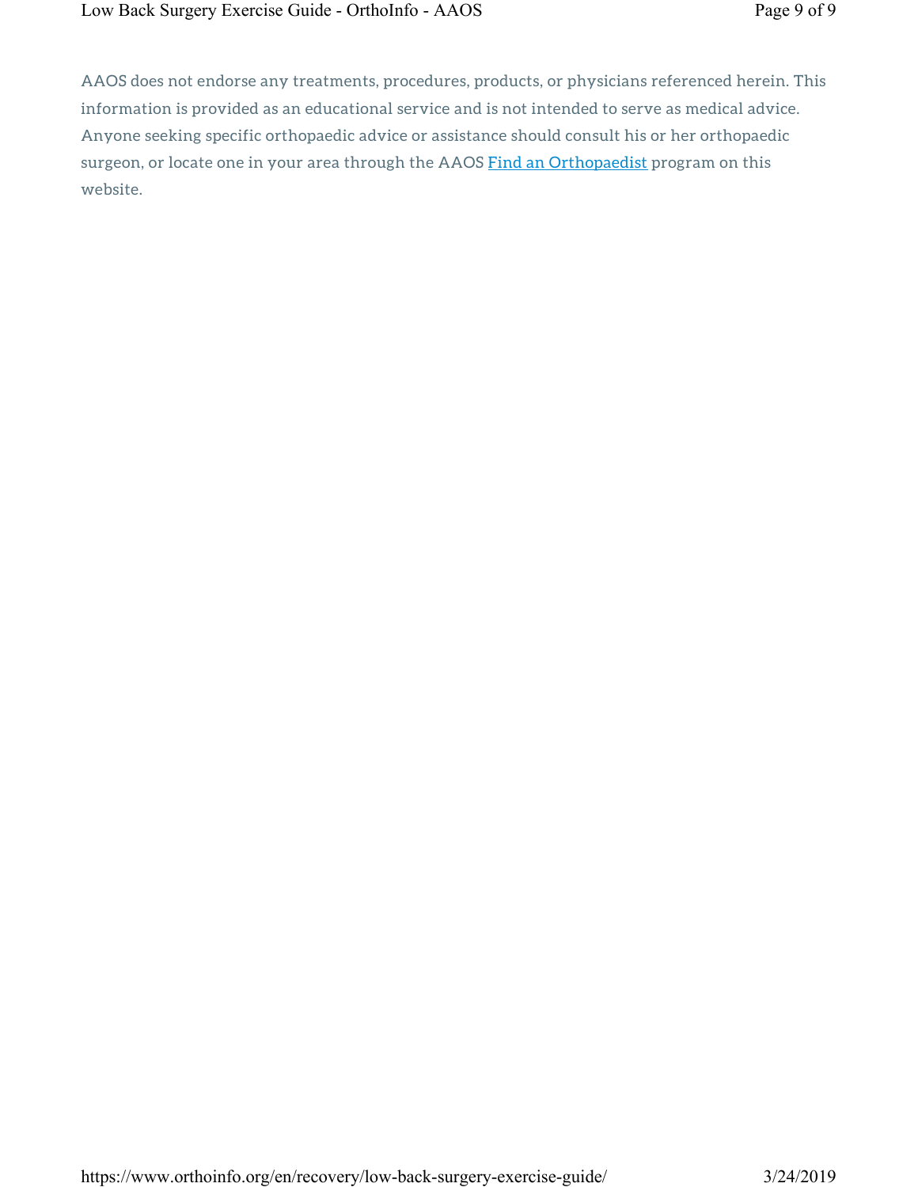AAOS does not endorse any treatments, procedures, products, or physicians referenced herein. This information is provided as an educational service and is not intended to serve as medical advice. Anyone seeking specific orthopaedic advice or assistance should consult his or her orthopaedic surgeon, or locate one in your area through the AAOS Find an Orthopaedist program on this website.